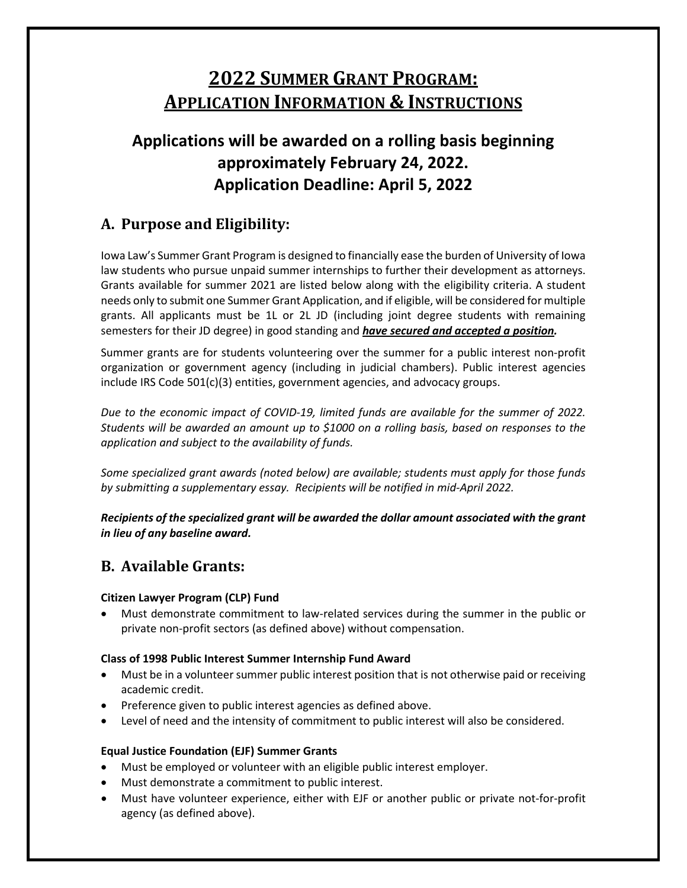# 2022 Summer Grant Program: Application Information & Instructions

## Applications will be awarded on a rolling basis beginning approximately February 24, 2022. Application Deadline: April 5, 2022

## A. Purpose and Eligibility:

Iowa Law's Summer Grant Program is designed to financially ease the burden of University of Iowa law students who pursue unpaid summer internships to further their development as attorneys. Grants available for summer 2021 are listed below along with the eligibility criteria. A student needs only to submit one Summer Grant Application, and if eligible, will be considered for multiple grants. All applicants must be 1L or 2L JD (including joint degree students with remaining semesters for their JD degree) in good standing and ***<u>have secured and accepted a position</u>.***

Summer grants are for students volunteering over the summer for a public interest non-profit organization or government agency (including in judicial chambers). Public interest agencies include IRS Code 501(c)(3) entities, government agencies, and advocacy groups.

*Due to the economic impact of COVID-19, limited funds are available for the summer of 2022. Students will be awarded an amount up to $1000 on a rolling basis, based on responses to the application and subject to the availability of funds.*

*Some specialized grant awards (noted below) are available; students must apply for those funds by submitting a supplementary essay. Recipients will be notified in mid-April 2022.*

***Recipients of the specialized grant will be awarded the dollar amount associated with the grant in lieu of any baseline award.***

## B. Available Grants:

**Citizen Lawyer Program (CLP) Fund**

- Must demonstrate commitment to law-related services during the summer in the public or private non-profit sectors (as defined above) without compensation.

**Class of 1998 Public Interest Summer Internship Fund Award**

- Must be in a volunteer summer public interest position that is not otherwise paid or receiving academic credit.
- Preference given to public interest agencies as defined above.
- Level of need and the intensity of commitment to public interest will also be considered.

**Equal Justice Foundation (EJF) Summer Grants**

- Must be employed or volunteer with an eligible public interest employer.
- Must demonstrate a commitment to public interest.
- Must have volunteer experience, either with EJF or another public or private not-for-profit agency (as defined above).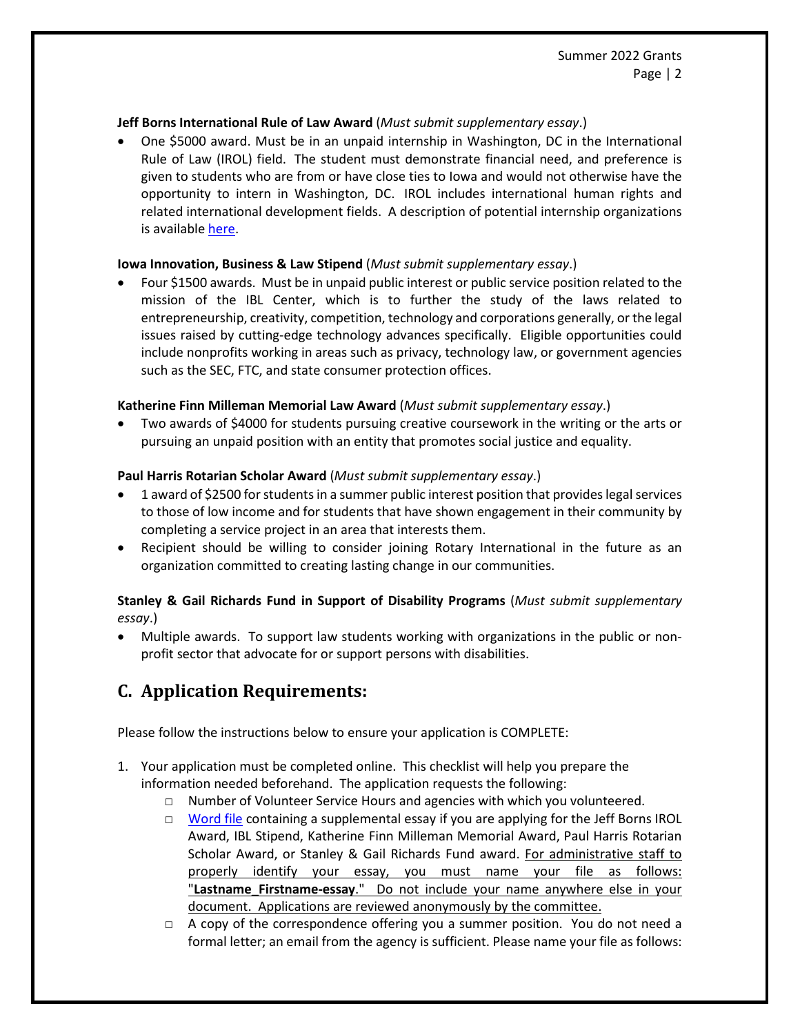**Jeff Borns International Rule of Law Award** (*Must submit supplementary essay*.)

- One $5000 award. Must be in an unpaid internship in Washington, DC in the International Rule of Law (IROL) field. The student must demonstrate financial need, and preference is given to students who are from or have close ties to Iowa and would not otherwise have the opportunity to intern in Washington, DC. IROL includes international human rights and related international development fields. A description of potential internship organizations is available here.

**Iowa Innovation, Business & Law Stipend** (*Must submit supplementary essay*.)

- Four $1500 awards. Must be in unpaid public interest or public service position related to the mission of the IBL Center, which is to further the study of the laws related to entrepreneurship, creativity, competition, technology and corporations generally, or the legal issues raised by cutting-edge technology advances specifically. Eligible opportunities could include nonprofits working in areas such as privacy, technology law, or government agencies such as the SEC, FTC, and state consumer protection offices.

**Katherine Finn Milleman Memorial Law Award** (*Must submit supplementary essay*.)

- Two awards of $4000 for students pursuing creative coursework in the writing or the arts or pursuing an unpaid position with an entity that promotes social justice and equality.

**Paul Harris Rotarian Scholar Award** (*Must submit supplementary essay*.)

- 1 award of $2500 for students in a summer public interest position that provides legal services to those of low income and for students that have shown engagement in their community by completing a service project in an area that interests them.
- Recipient should be willing to consider joining Rotary International in the future as an organization committed to creating lasting change in our communities.

**Stanley & Gail Richards Fund in Support of Disability Programs** (*Must submit supplementary essay*.)

- Multiple awards. To support law students working with organizations in the public or non-profit sector that advocate for or support persons with disabilities.

## C. Application Requirements:

Please follow the instructions below to ensure your application is COMPLETE:

1. Your application must be completed online. This checklist will help you prepare the information needed beforehand. The application requests the following:
   - □ Number of Volunteer Service Hours and agencies with which you volunteered.
   - □ Word file containing a supplemental essay if you are applying for the Jeff Borns IROL Award, IBL Stipend, Katherine Finn Milleman Memorial Award, Paul Harris Rotarian Scholar Award, or Stanley & Gail Richards Fund award. For administrative staff to properly identify your essay, you must name your file as follows: "**Lastname_Firstname-essay**." Do not include your name anywhere else in your document. Applications are reviewed anonymously by the committee.
   - □ A copy of the correspondence offering you a summer position. You do not need a formal letter; an email from the agency is sufficient. Please name your file as follows: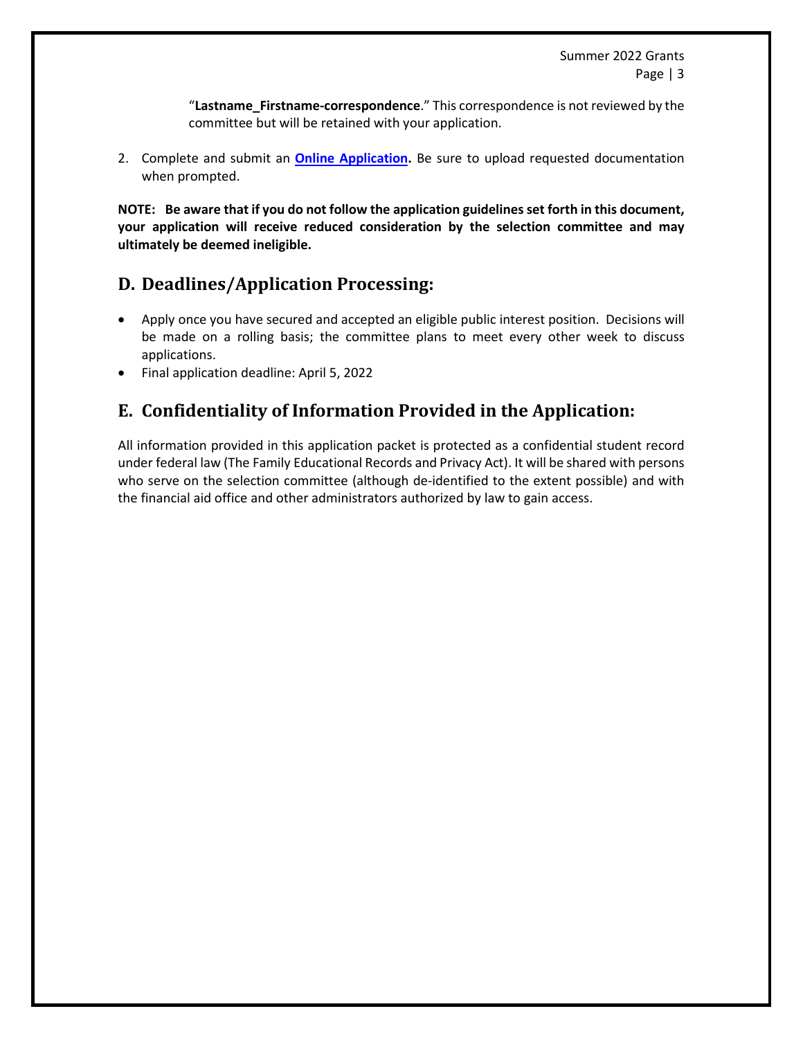"**Lastname_Firstname-correspondence**." This correspondence is not reviewed by the committee but will be retained with your application.

2. Complete and submit an **Online Application.** Be sure to upload requested documentation when prompted.

**NOTE: Be aware that if you do not follow the application guidelines set forth in this document, your application will receive reduced consideration by the selection committee and may ultimately be deemed ineligible.**

## D. Deadlines/Application Processing:

- Apply once you have secured and accepted an eligible public interest position. Decisions will be made on a rolling basis; the committee plans to meet every other week to discuss applications.
- Final application deadline: April 5, 2022

## E. Confidentiality of Information Provided in the Application:

All information provided in this application packet is protected as a confidential student record under federal law (The Family Educational Records and Privacy Act). It will be shared with persons who serve on the selection committee (although de-identified to the extent possible) and with the financial aid office and other administrators authorized by law to gain access.